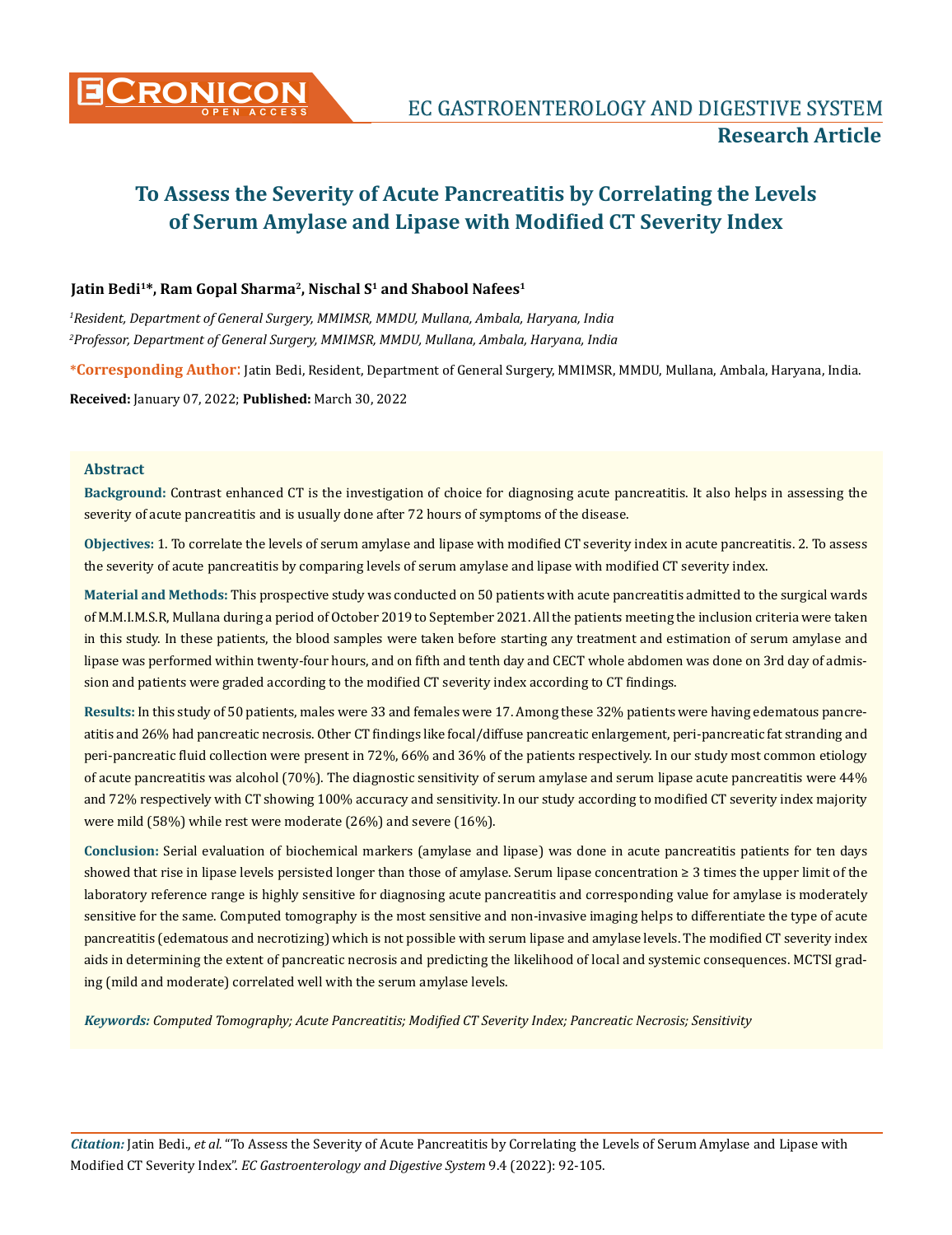# To Assess the Severity of Acute Pancreatitis by Correlating the Levels of Serum Amylase and Lipase with Modified CT Severity Index

**Jatin Bedi[1]\*, Ram Gopal Sharma[2], Nischal S[1] and Shabool Nafees[1]**

*[1]Resident, Department of General Surgery, MMIMSR, MMDU, Mullana, Ambala, Haryana, India*

*[2]Professor, Department of General Surgery, MMIMSR, MMDU, Mullana, Ambala, Haryana, India*

**\*Corresponding Author:** Jatin Bedi, Resident, Department of General Surgery, MMIMSR, MMDU, Mullana, Ambala, Haryana, India.

**Received:** January 07, 2022; **Published:** March 30, 2022

## Abstract

**Background:** Contrast enhanced CT is the investigation of choice for diagnosing acute pancreatitis. It also helps in assessing the severity of acute pancreatitis and is usually done after 72 hours of symptoms of the disease.

**Objectives:** 1. To correlate the levels of serum amylase and lipase with modified CT severity index in acute pancreatitis. 2. To assess the severity of acute pancreatitis by comparing levels of serum amylase and lipase with modified CT severity index.

**Material and Methods:** This prospective study was conducted on 50 patients with acute pancreatitis admitted to the surgical wards of M.M.I.M.S.R, Mullana during a period of October 2019 to September 2021. All the patients meeting the inclusion criteria were taken in this study. In these patients, the blood samples were taken before starting any treatment and estimation of serum amylase and lipase was performed within twenty-four hours, and on fifth and tenth day and CECT whole abdomen was done on 3rd day of admission and patients were graded according to the modified CT severity index according to CT findings.

**Results:** In this study of 50 patients, males were 33 and females were 17. Among these 32% patients were having edematous pancreatitis and 26% had pancreatic necrosis. Other CT findings like focal/diffuse pancreatic enlargement, peri-pancreatic fat stranding and peri-pancreatic fluid collection were present in 72%, 66% and 36% of the patients respectively. In our study most common etiology of acute pancreatitis was alcohol (70%). The diagnostic sensitivity of serum amylase and serum lipase acute pancreatitis were 44% and 72% respectively with CT showing 100% accuracy and sensitivity. In our study according to modified CT severity index majority were mild (58%) while rest were moderate (26%) and severe (16%).

**Conclusion:** Serial evaluation of biochemical markers (amylase and lipase) was done in acute pancreatitis patients for ten days showed that rise in lipase levels persisted longer than those of amylase. Serum lipase concentration ≥ 3 times the upper limit of the laboratory reference range is highly sensitive for diagnosing acute pancreatitis and corresponding value for amylase is moderately sensitive for the same. Computed tomography is the most sensitive and non-invasive imaging helps to differentiate the type of acute pancreatitis (edematous and necrotizing) which is not possible with serum lipase and amylase levels. The modified CT severity index aids in determining the extent of pancreatic necrosis and predicting the likelihood of local and systemic consequences. MCTSI grading (mild and moderate) correlated well with the serum amylase levels.

***Keywords:*** *Computed Tomography; Acute Pancreatitis; Modified CT Severity Index; Pancreatic Necrosis; Sensitivity*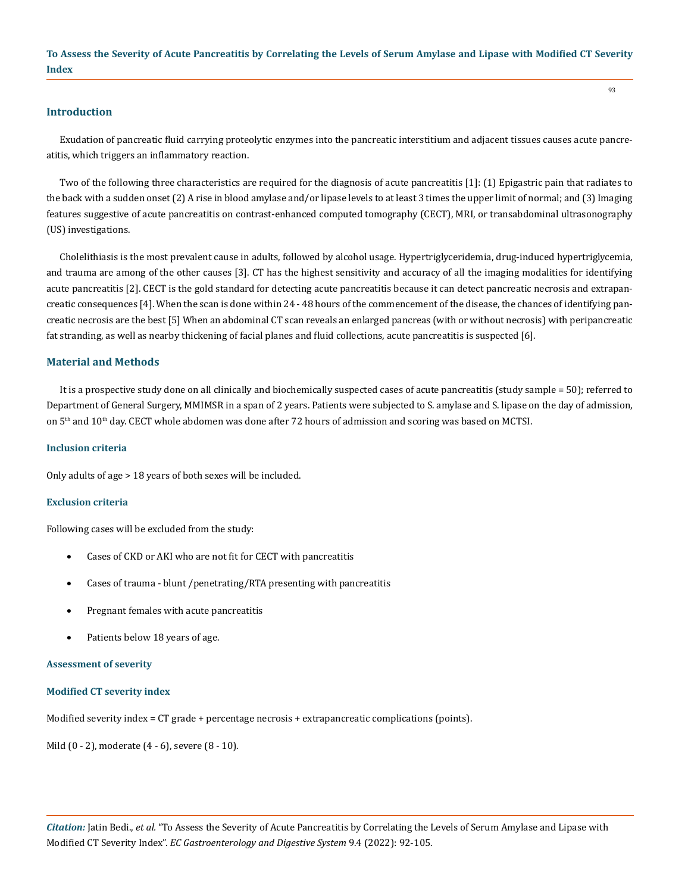## Introduction

Exudation of pancreatic fluid carrying proteolytic enzymes into the pancreatic interstitium and adjacent tissues causes acute pancreatitis, which triggers an inflammatory reaction.

Two of the following three characteristics are required for the diagnosis of acute pancreatitis [1]: (1) Epigastric pain that radiates to the back with a sudden onset (2) A rise in blood amylase and/or lipase levels to at least 3 times the upper limit of normal; and (3) Imaging features suggestive of acute pancreatitis on contrast-enhanced computed tomography (CECT), MRI, or transabdominal ultrasonography (US) investigations.

Cholelithiasis is the most prevalent cause in adults, followed by alcohol usage. Hypertriglyceridemia, drug-induced hypertriglycemia, and trauma are among of the other causes [3]. CT has the highest sensitivity and accuracy of all the imaging modalities for identifying acute pancreatitis [2]. CECT is the gold standard for detecting acute pancreatitis because it can detect pancreatic necrosis and extrapancreatic consequences [4]. When the scan is done within 24 - 48 hours of the commencement of the disease, the chances of identifying pancreatic necrosis are the best [5] When an abdominal CT scan reveals an enlarged pancreas (with or without necrosis) with peripancreatic fat stranding, as well as nearby thickening of facial planes and fluid collections, acute pancreatitis is suspected [6].

## Material and Methods

It is a prospective study done on all clinically and biochemically suspected cases of acute pancreatitis (study sample = 50); referred to Department of General Surgery, MMIMSR in a span of 2 years. Patients were subjected to S. amylase and S. lipase on the day of admission, on 5th and 10th day. CECT whole abdomen was done after 72 hours of admission and scoring was based on MCTSI.

### Inclusion criteria

Only adults of age > 18 years of both sexes will be included.

### Exclusion criteria

Following cases will be excluded from the study:

- Cases of CKD or AKI who are not fit for CECT with pancreatitis
- Cases of trauma - blunt /penetrating/RTA presenting with pancreatitis
- Pregnant females with acute pancreatitis
- Patients below 18 years of age.

### Assessment of severity

### Modified CT severity index

Modified severity index = CT grade + percentage necrosis + extrapancreatic complications (points).

Mild (0 - 2), moderate (4 - 6), severe (8 - 10).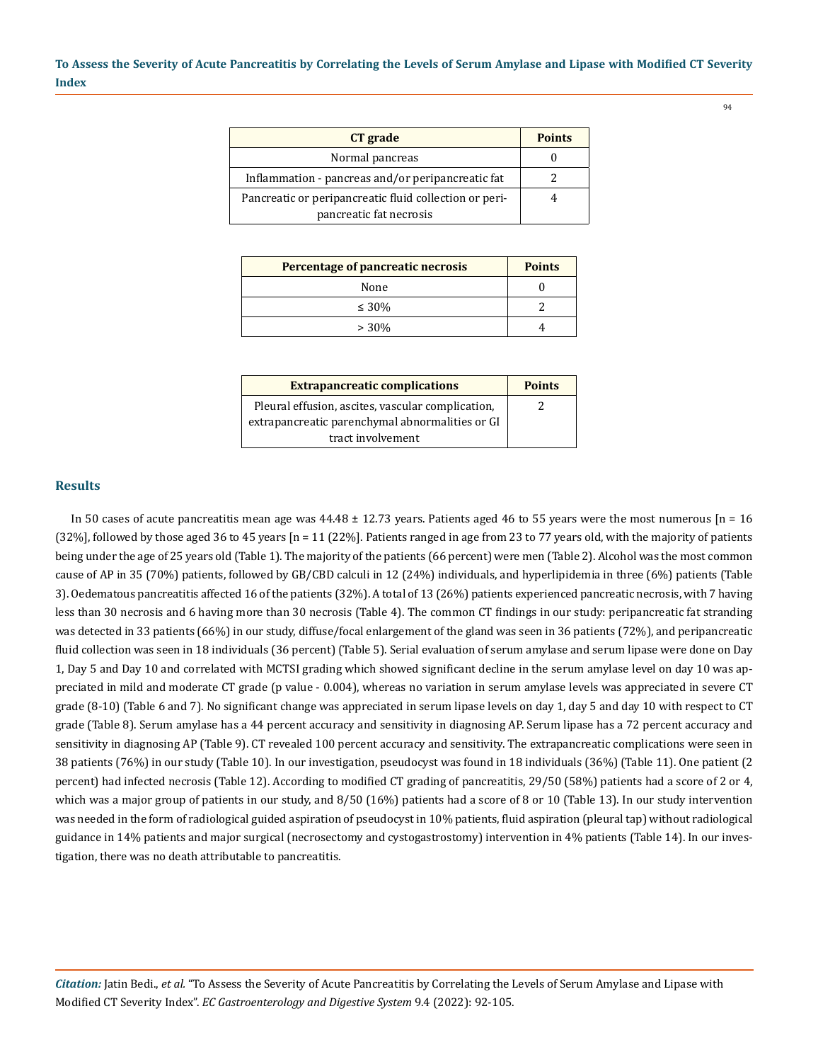| CT grade | Points |
| --- | --- |
| Normal pancreas | 0 |
| Inflammation - pancreas and/or peripancreatic fat | 2 |
| Pancreatic or peripancreatic fluid collection or peripancreatic fat necrosis | 4 |

| Percentage of pancreatic necrosis | Points |
| --- | --- |
| None | 0 |
| ≤ 30% | 2 |
| > 30% | 4 |

| Extrapancreatic complications | Points |
| --- | --- |
| Pleural effusion, ascites, vascular complication, extrapancreatic parenchymal abnormalities or GI tract involvement | 2 |

## Results

In 50 cases of acute pancreatitis mean age was 44.48 ± 12.73 years. Patients aged 46 to 55 years were the most numerous [n = 16 (32%], followed by those aged 36 to 45 years [n = 11 (22%]. Patients ranged in age from 23 to 77 years old, with the majority of patients being under the age of 25 years old (Table 1). The majority of the patients (66 percent) were men (Table 2). Alcohol was the most common cause of AP in 35 (70%) patients, followed by GB/CBD calculi in 12 (24%) individuals, and hyperlipidemia in three (6%) patients (Table 3). Oedematous pancreatitis affected 16 of the patients (32%). A total of 13 (26%) patients experienced pancreatic necrosis, with 7 having less than 30 necrosis and 6 having more than 30 necrosis (Table 4). The common CT findings in our study: peripancreatic fat stranding was detected in 33 patients (66%) in our study, diffuse/focal enlargement of the gland was seen in 36 patients (72%), and peripancreatic fluid collection was seen in 18 individuals (36 percent) (Table 5). Serial evaluation of serum amylase and serum lipase were done on Day 1, Day 5 and Day 10 and correlated with MCTSI grading which showed significant decline in the serum amylase level on day 10 was appreciated in mild and moderate CT grade (p value - 0.004), whereas no variation in serum amylase levels was appreciated in severe CT grade (8-10) (Table 6 and 7). No significant change was appreciated in serum lipase levels on day 1, day 5 and day 10 with respect to CT grade (Table 8). Serum amylase has a 44 percent accuracy and sensitivity in diagnosing AP. Serum lipase has a 72 percent accuracy and sensitivity in diagnosing AP (Table 9). CT revealed 100 percent accuracy and sensitivity. The extrapancreatic complications were seen in 38 patients (76%) in our study (Table 10). In our investigation, pseudocyst was found in 18 individuals (36%) (Table 11). One patient (2 percent) had infected necrosis (Table 12). According to modified CT grading of pancreatitis, 29/50 (58%) patients had a score of 2 or 4, which was a major group of patients in our study, and 8/50 (16%) patients had a score of 8 or 10 (Table 13). In our study intervention was needed in the form of radiological guided aspiration of pseudocyst in 10% patients, fluid aspiration (pleural tap) without radiological guidance in 14% patients and major surgical (necrosectomy and cystogastrostomy) intervention in 4% patients (Table 14). In our investigation, there was no death attributable to pancreatitis.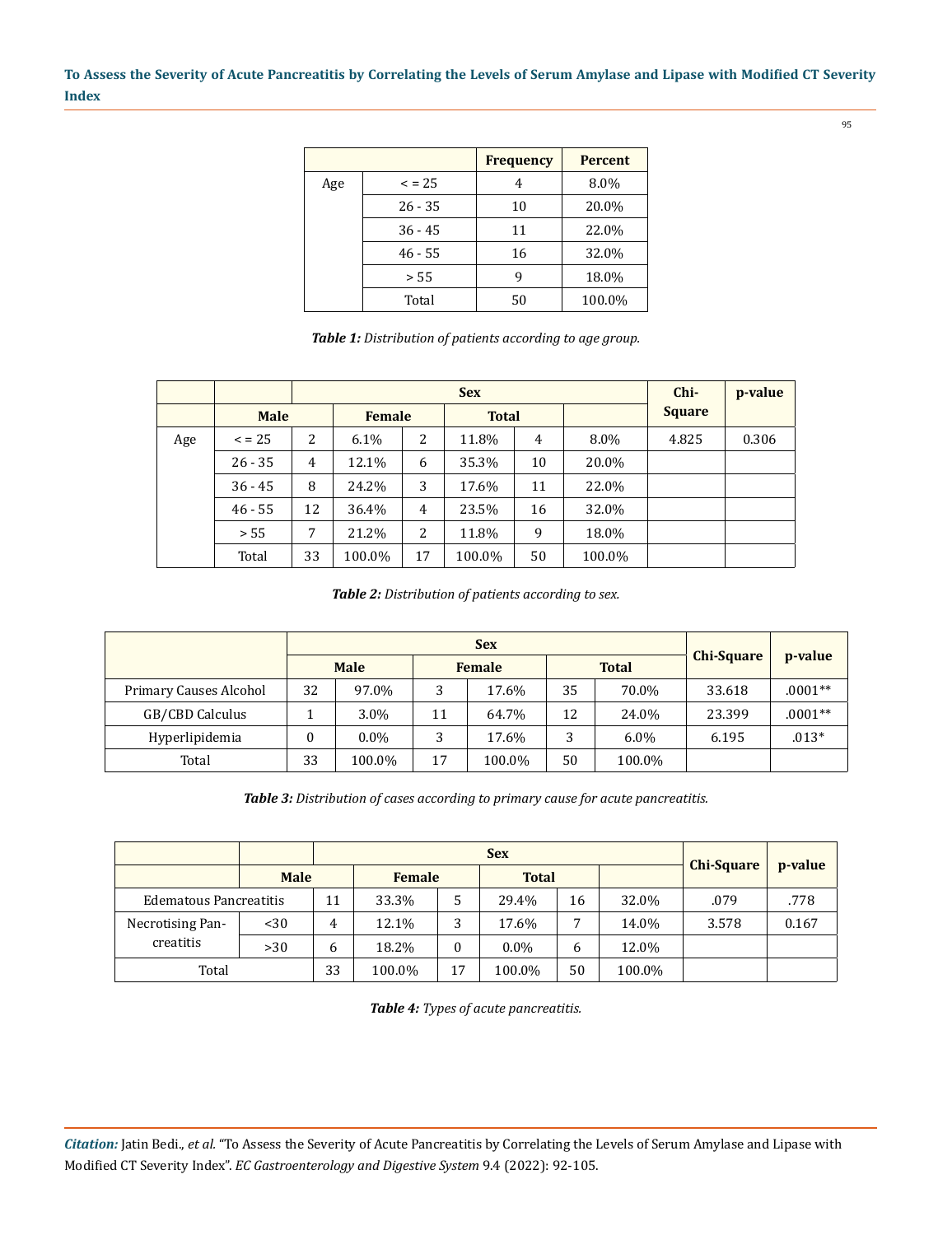| | | Frequency | Percent |
|---|---|---|---|
| Age | < = 25 | 4 | 8.0% |
| | 26 - 35 | 10 | 20.0% |
| | 36 - 45 | 11 | 22.0% |
| | 46 - 55 | 16 | 32.0% |
| | > 55 | 9 | 18.0% |
| | Total | 50 | 100.0% |

***Table 1:*** *Distribution of patients according to age group.*

| | | Sex | | | | | | Chi-Square | p-value |
|---|---|---|---|---|---|---|---|---|---|
| | | Male | | Female | | Total | | | |
| Age | < = 25 | 2 | 6.1% | 2 | 11.8% | 4 | 8.0% | 4.825 | 0.306 |
| | 26 - 35 | 4 | 12.1% | 6 | 35.3% | 10 | 20.0% | | |
| | 36 - 45 | 8 | 24.2% | 3 | 17.6% | 11 | 22.0% | | |
| | 46 - 55 | 12 | 36.4% | 4 | 23.5% | 16 | 32.0% | | |
| | > 55 | 7 | 21.2% | 2 | 11.8% | 9 | 18.0% | | |
| | Total | 33 | 100.0% | 17 | 100.0% | 50 | 100.0% | | |

***Table 2:*** *Distribution of patients according to sex.*

| | Sex | | | | | | Chi-Square | p-value |
|---|---|---|---|---|---|---|---|---|
| | Male | | Female | | Total | | | |
| Primary Causes Alcohol | 32 | 97.0% | 3 | 17.6% | 35 | 70.0% | 33.618 | .0001** |
| GB/CBD Calculus | 1 | 3.0% | 11 | 64.7% | 12 | 24.0% | 23.399 | .0001** |
| Hyperlipidemia | 0 | 0.0% | 3 | 17.6% | 3 | 6.0% | 6.195 | .013* |
| Total | 33 | 100.0% | 17 | 100.0% | 50 | 100.0% | | |

***Table 3:*** *Distribution of cases according to primary cause for acute pancreatitis.*

| | | Sex | | | | | | Chi-Square | p-value |
|---|---|---|---|---|---|---|---|---|---|
| | | Male | | Female | | Total | | | |
| Edematous Pancreatitis | | 11 | 33.3% | 5 | 29.4% | 16 | 32.0% | .079 | .778 |
| Necrotising Pancreatitis | <30 | 4 | 12.1% | 3 | 17.6% | 7 | 14.0% | 3.578 | 0.167 |
| | >30 | 6 | 18.2% | 0 | 0.0% | 6 | 12.0% | | |
| Total | | 33 | 100.0% | 17 | 100.0% | 50 | 100.0% | | |

***Table 4:*** *Types of acute pancreatitis.*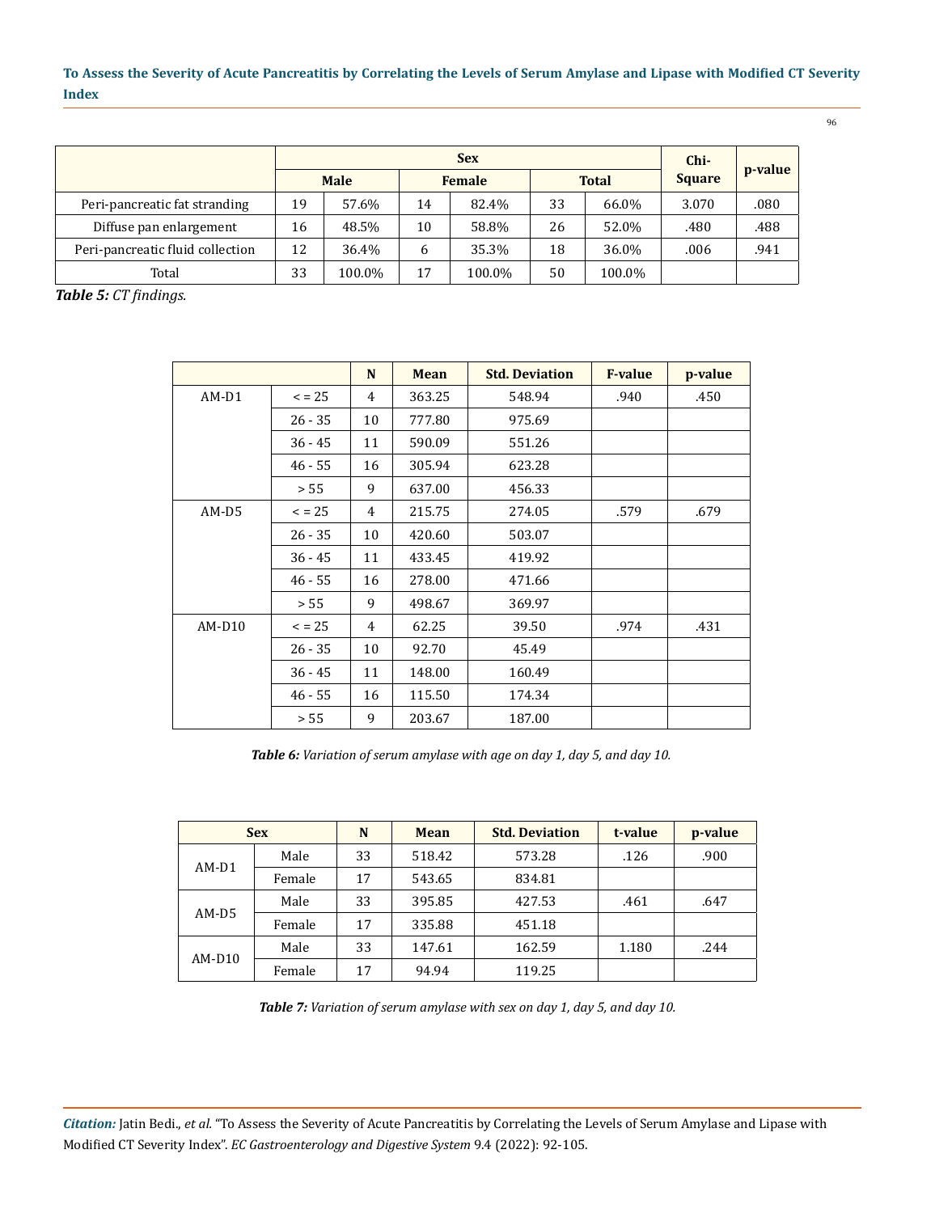| | Sex | | | | | | Chi-Square | p-value |
|---|---|---|---|---|---|---|---|---|
| | Male | | Female | | Total | | | |
| Peri-pancreatic fat stranding | 19 | 57.6% | 14 | 82.4% | 33 | 66.0% | 3.070 | .080 |
| Diffuse pan enlargement | 16 | 48.5% | 10 | 58.8% | 26 | 52.0% | .480 | .488 |
| Peri-pancreatic fluid collection | 12 | 36.4% | 6 | 35.3% | 18 | 36.0% | .006 | .941 |
| Total | 33 | 100.0% | 17 | 100.0% | 50 | 100.0% | | |

***Table 5:*** *CT findings.*

| | | N | Mean | Std. Deviation | F-value | p-value |
|---|---|---|---|---|---|---|
| AM-D1 | < = 25 | 4 | 363.25 | 548.94 | .940 | .450 |
| | 26 - 35 | 10 | 777.80 | 975.69 | | |
| | 36 - 45 | 11 | 590.09 | 551.26 | | |
| | 46 - 55 | 16 | 305.94 | 623.28 | | |
| | > 55 | 9 | 637.00 | 456.33 | | |
| AM-D5 | < = 25 | 4 | 215.75 | 274.05 | .579 | .679 |
| | 26 - 35 | 10 | 420.60 | 503.07 | | |
| | 36 - 45 | 11 | 433.45 | 419.92 | | |
| | 46 - 55 | 16 | 278.00 | 471.66 | | |
| | > 55 | 9 | 498.67 | 369.97 | | |
| AM-D10 | < = 25 | 4 | 62.25 | 39.50 | .974 | .431 |
| | 26 - 35 | 10 | 92.70 | 45.49 | | |
| | 36 - 45 | 11 | 148.00 | 160.49 | | |
| | 46 - 55 | 16 | 115.50 | 174.34 | | |
| | > 55 | 9 | 203.67 | 187.00 | | |

***Table 6:*** *Variation of serum amylase with age on day 1, day 5, and day 10.*

| Sex | | N | Mean | Std. Deviation | t-value | p-value |
|---|---|---|---|---|---|---|
| AM-D1 | Male | 33 | 518.42 | 573.28 | .126 | .900 |
| | Female | 17 | 543.65 | 834.81 | | |
| AM-D5 | Male | 33 | 395.85 | 427.53 | .461 | .647 |
| | Female | 17 | 335.88 | 451.18 | | |
| AM-D10 | Male | 33 | 147.61 | 162.59 | 1.180 | .244 |
| | Female | 17 | 94.94 | 119.25 | | |

***Table 7:*** *Variation of serum amylase with sex on day 1, day 5, and day 10.*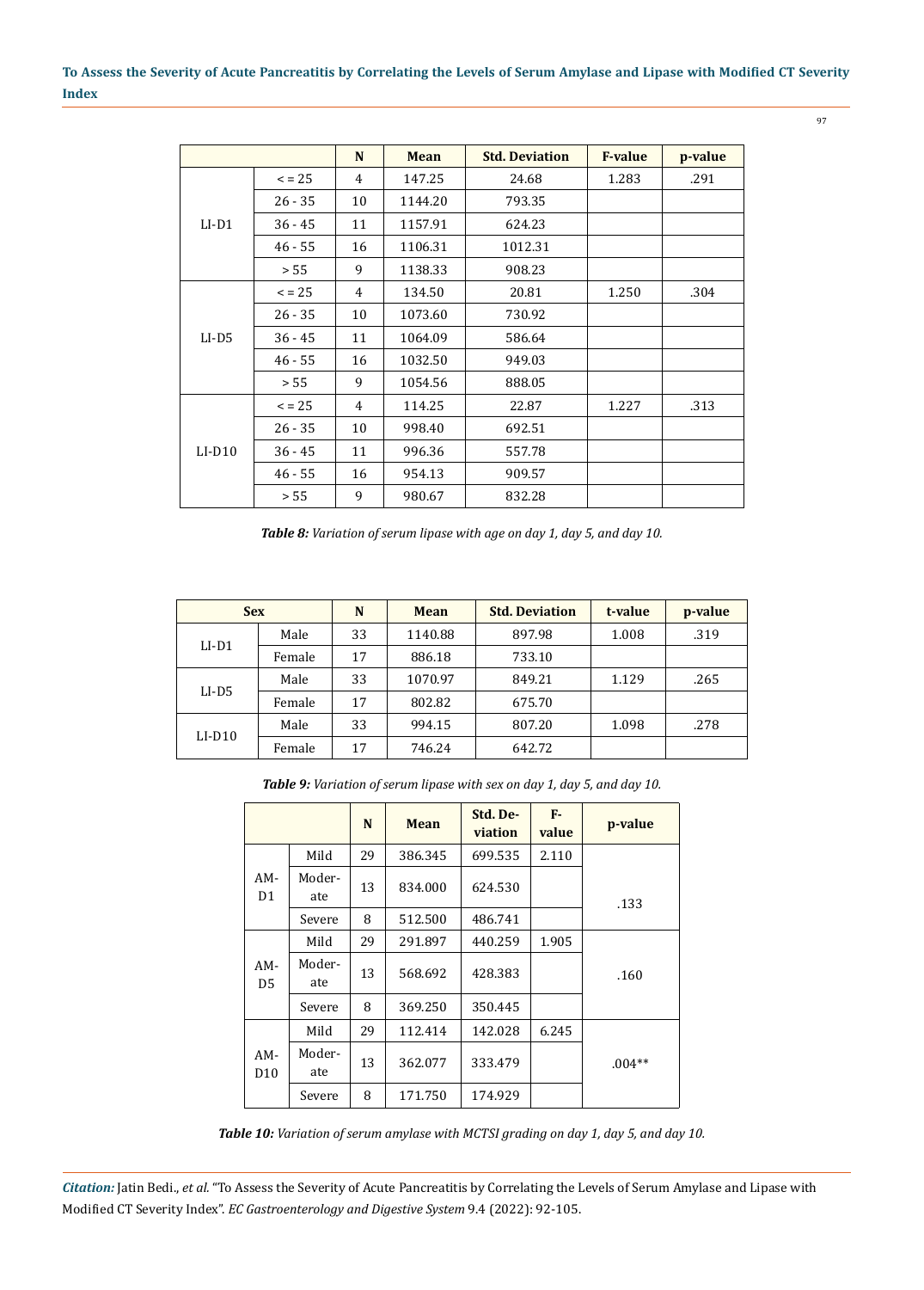| | | N | Mean | Std. Deviation | F-value | p-value |
|---|---|---|---|---|---|---|
| LI-D1 | < = 25 | 4 | 147.25 | 24.68 | 1.283 | .291 |
| | 26 - 35 | 10 | 1144.20 | 793.35 | | |
| | 36 - 45 | 11 | 1157.91 | 624.23 | | |
| | 46 - 55 | 16 | 1106.31 | 1012.31 | | |
| | > 55 | 9 | 1138.33 | 908.23 | | |
| LI-D5 | < = 25 | 4 | 134.50 | 20.81 | 1.250 | .304 |
| | 26 - 35 | 10 | 1073.60 | 730.92 | | |
| | 36 - 45 | 11 | 1064.09 | 586.64 | | |
| | 46 - 55 | 16 | 1032.50 | 949.03 | | |
| | > 55 | 9 | 1054.56 | 888.05 | | |
| LI-D10 | < = 25 | 4 | 114.25 | 22.87 | 1.227 | .313 |
| | 26 - 35 | 10 | 998.40 | 692.51 | | |
| | 36 - 45 | 11 | 996.36 | 557.78 | | |
| | 46 - 55 | 16 | 954.13 | 909.57 | | |
| | > 55 | 9 | 980.67 | 832.28 | | |

***Table 8:*** *Variation of serum lipase with age on day 1, day 5, and day 10.*

| Sex | | N | Mean | Std. Deviation | t-value | p-value |
|---|---|---|---|---|---|---|
| LI-D1 | Male | 33 | 1140.88 | 897.98 | 1.008 | .319 |
| | Female | 17 | 886.18 | 733.10 | | |
| LI-D5 | Male | 33 | 1070.97 | 849.21 | 1.129 | .265 |
| | Female | 17 | 802.82 | 675.70 | | |
| LI-D10 | Male | 33 | 994.15 | 807.20 | 1.098 | .278 |
| | Female | 17 | 746.24 | 642.72 | | |

***Table 9:*** *Variation of serum lipase with sex on day 1, day 5, and day 10.*

| | | N | Mean | Std. Deviation | F-value | p-value |
|---|---|---|---|---|---|---|
| AM-D1 | Mild | 29 | 386.345 | 699.535 | 2.110 | .133 |
| | Moderate | 13 | 834.000 | 624.530 | | |
| | Severe | 8 | 512.500 | 486.741 | | |
| AM-D5 | Mild | 29 | 291.897 | 440.259 | 1.905 | .160 |
| | Moderate | 13 | 568.692 | 428.383 | | |
| | Severe | 8 | 369.250 | 350.445 | | |
| AM-D10 | Mild | 29 | 112.414 | 142.028 | 6.245 | .004** |
| | Moderate | 13 | 362.077 | 333.479 | | |
| | Severe | 8 | 171.750 | 174.929 | | |

***Table 10:*** *Variation of serum amylase with MCTSI grading on day 1, day 5, and day 10.*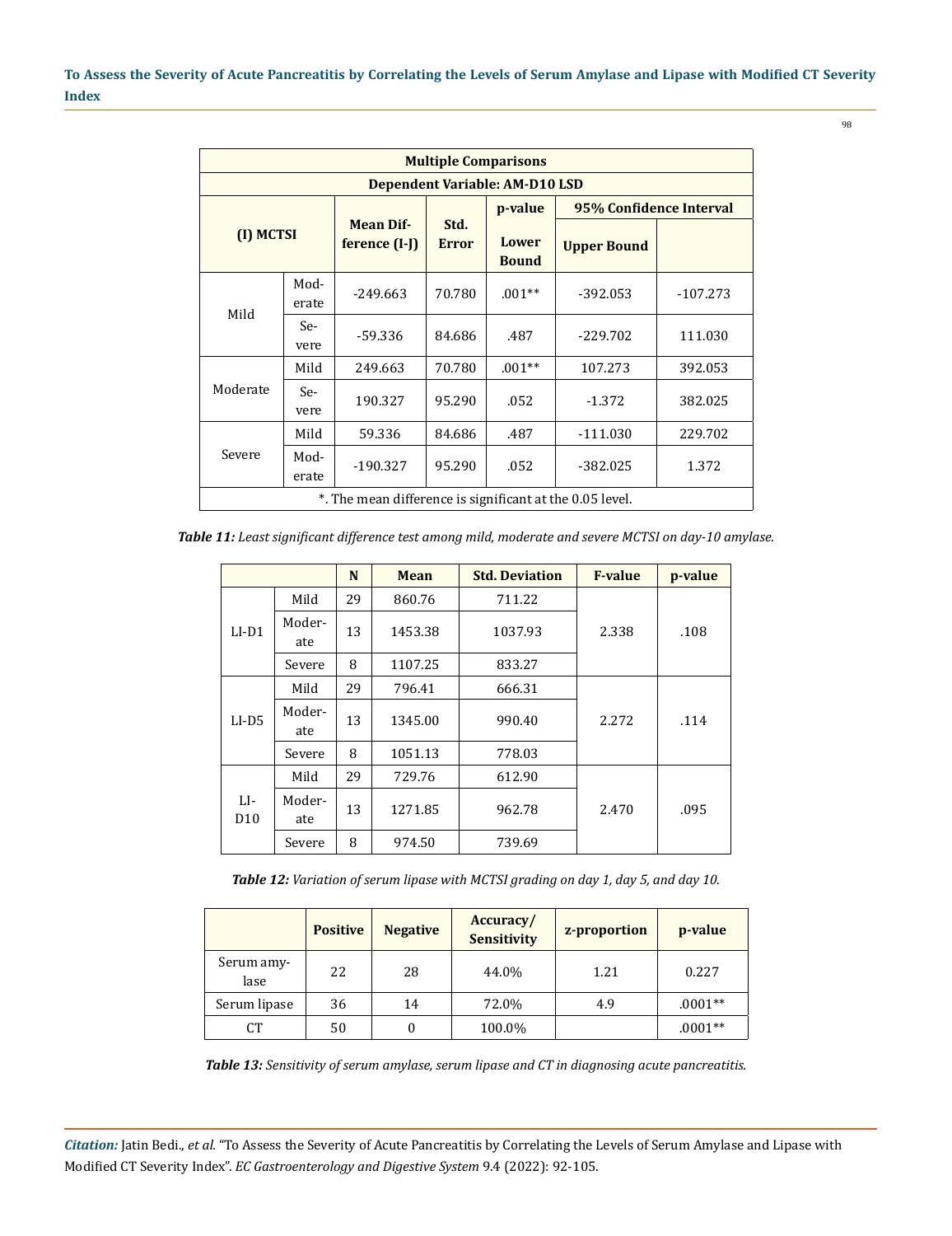| Multiple Comparisons | | | | | | |
|---|---|---|---|---|---|---|
| Dependent Variable: AM-D10 LSD | | | | | | |
| (I) MCTSI | | Mean Difference (I-J) | Std. Error | p-value | 95% Confidence Interval | |
| | | | | Lower Bound | Upper Bound | |
| Mild | Moderate | -249.663 | 70.780 | .001** | -392.053 | -107.273 |
| | Severe | -59.336 | 84.686 | .487 | -229.702 | 111.030 |
| Moderate | Mild | 249.663 | 70.780 | .001** | 107.273 | 392.053 |
| | Severe | 190.327 | 95.290 | .052 | -1.372 | 382.025 |
| Severe | Mild | 59.336 | 84.686 | .487 | -111.030 | 229.702 |
| | Moderate | -190.327 | 95.290 | .052 | -382.025 | 1.372 |
| *. The mean difference is significant at the 0.05 level. | | | | | | |

***Table 11:*** *Least significant difference test among mild, moderate and severe MCTSI on day-10 amylase.*

| | | N | Mean | Std. Deviation | F-value | p-value |
|---|---|---|---|---|---|---|
| LI-D1 | Mild | 29 | 860.76 | 711.22 | 2.338 | .108 |
| | Moderate | 13 | 1453.38 | 1037.93 | | |
| | Severe | 8 | 1107.25 | 833.27 | | |
| LI-D5 | Mild | 29 | 796.41 | 666.31 | 2.272 | .114 |
| | Moderate | 13 | 1345.00 | 990.40 | | |
| | Severe | 8 | 1051.13 | 778.03 | | |
| LI-D10 | Mild | 29 | 729.76 | 612.90 | 2.470 | .095 |
| | Moderate | 13 | 1271.85 | 962.78 | | |
| | Severe | 8 | 974.50 | 739.69 | | |

***Table 12:*** *Variation of serum lipase with MCTSI grading on day 1, day 5, and day 10.*

| | Positive | Negative | Accuracy/ Sensitivity | z-proportion | p-value |
|---|---|---|---|---|---|
| Serum amylase | 22 | 28 | 44.0% | 1.21 | 0.227 |
| Serum lipase | 36 | 14 | 72.0% | 4.9 | .0001** |
| CT | 50 | 0 | 100.0% | | .0001** |

***Table 13:*** *Sensitivity of serum amylase, serum lipase and CT in diagnosing acute pancreatitis.*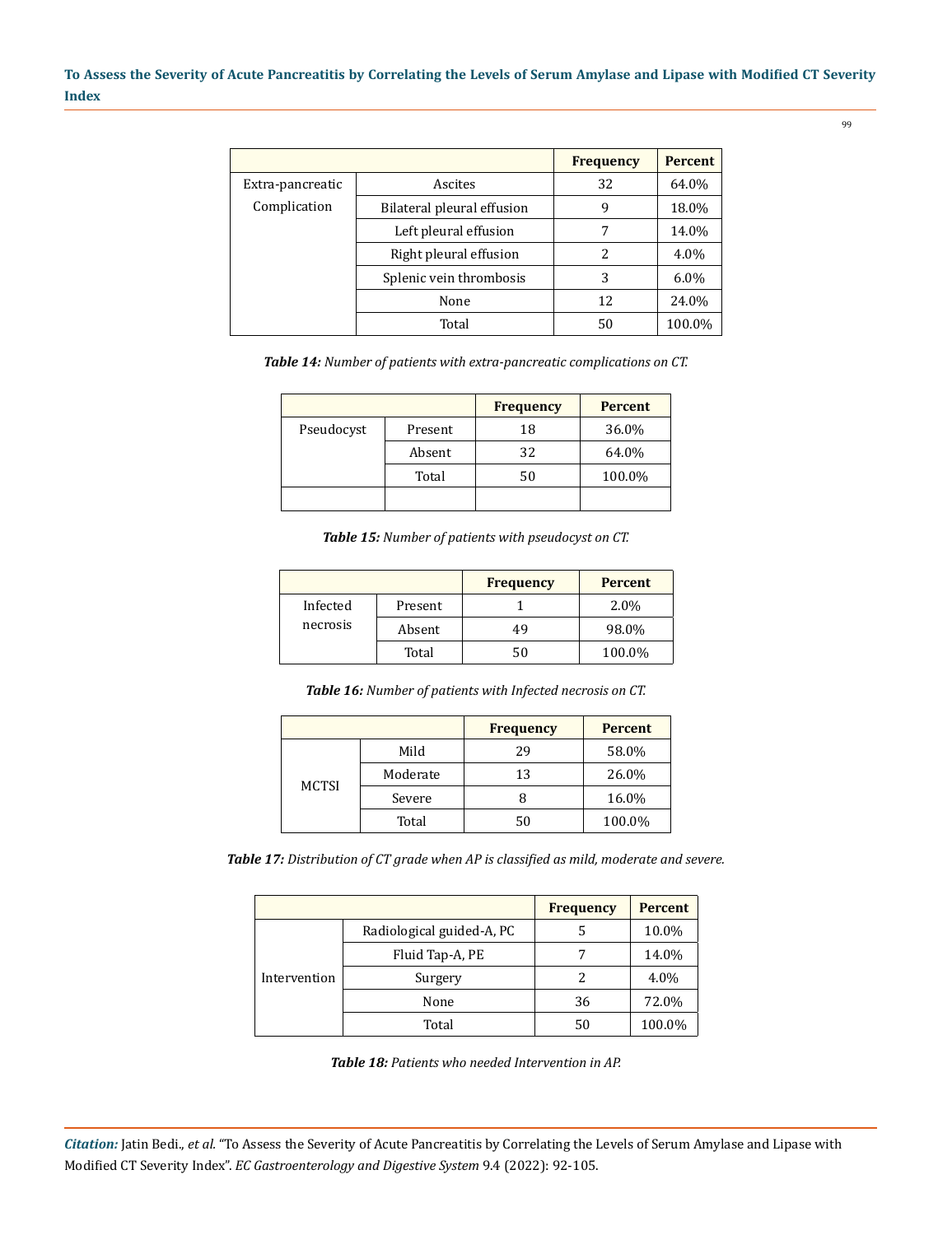| | | Frequency | Percent |
|---|---|---|---|
| Extra-pancreatic Complication | Ascites | 32 | 64.0% |
| | Bilateral pleural effusion | 9 | 18.0% |
| | Left pleural effusion | 7 | 14.0% |
| | Right pleural effusion | 2 | 4.0% |
| | Splenic vein thrombosis | 3 | 6.0% |
| | None | 12 | 24.0% |
| | Total | 50 | 100.0% |

***Table 14:*** *Number of patients with extra-pancreatic complications on CT.*

| | | Frequency | Percent |
|---|---|---|---|
| Pseudocyst | Present | 18 | 36.0% |
| | Absent | 32 | 64.0% |
| | Total | 50 | 100.0% |
| | | | |

***Table 15:*** *Number of patients with pseudocyst on CT.*

| | | Frequency | Percent |
|---|---|---|---|
| Infected necrosis | Present | 1 | 2.0% |
| | Absent | 49 | 98.0% |
| | Total | 50 | 100.0% |

***Table 16:*** *Number of patients with Infected necrosis on CT.*

| | | Frequency | Percent |
|---|---|---|---|
| MCTSI | Mild | 29 | 58.0% |
| | Moderate | 13 | 26.0% |
| | Severe | 8 | 16.0% |
| | Total | 50 | 100.0% |

***Table 17:*** *Distribution of CT grade when AP is classified as mild, moderate and severe.*

| | | Frequency | Percent |
|---|---|---|---|
| Intervention | Radiological guided-A, PC | 5 | 10.0% |
| | Fluid Tap-A, PE | 7 | 14.0% |
| | Surgery | 2 | 4.0% |
| | None | 36 | 72.0% |
| | Total | 50 | 100.0% |

***Table 18:*** *Patients who needed Intervention in AP.*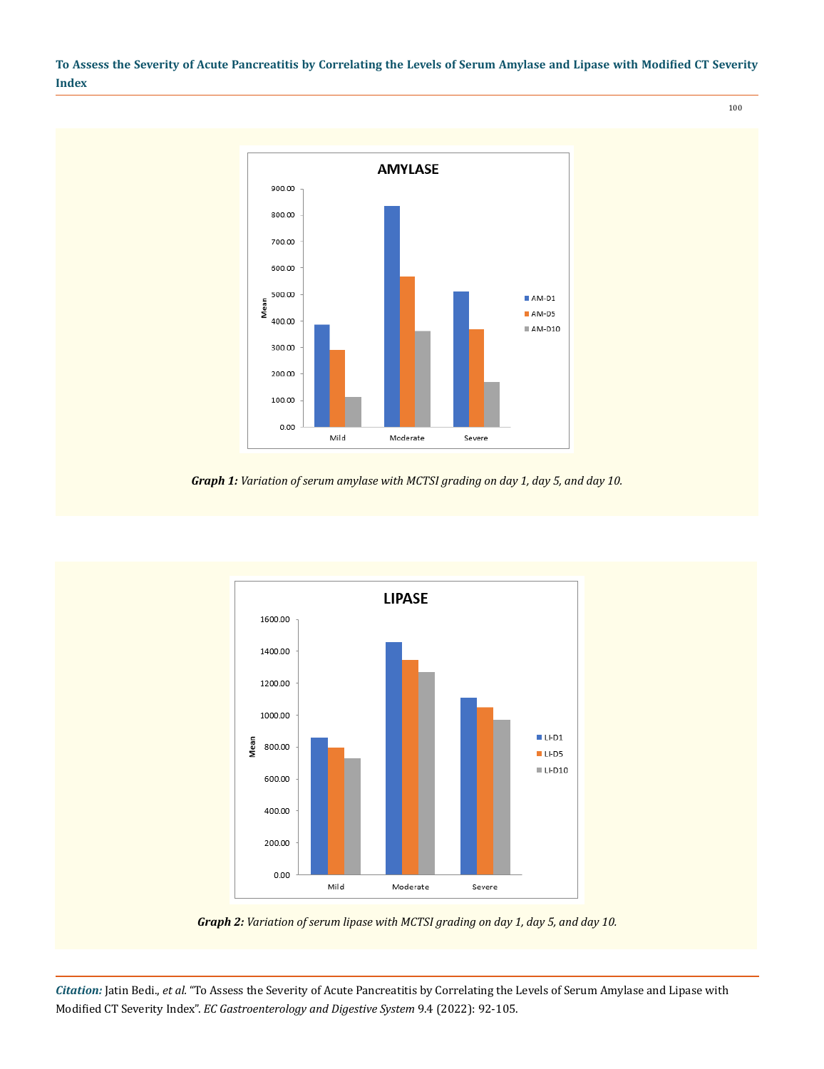**Graph 1:** *Variation of serum amylase with MCTSI grading on day 1, day 5, and day 10.*

**Graph 2:** *Variation of serum lipase with MCTSI grading on day 1, day 5, and day 10.*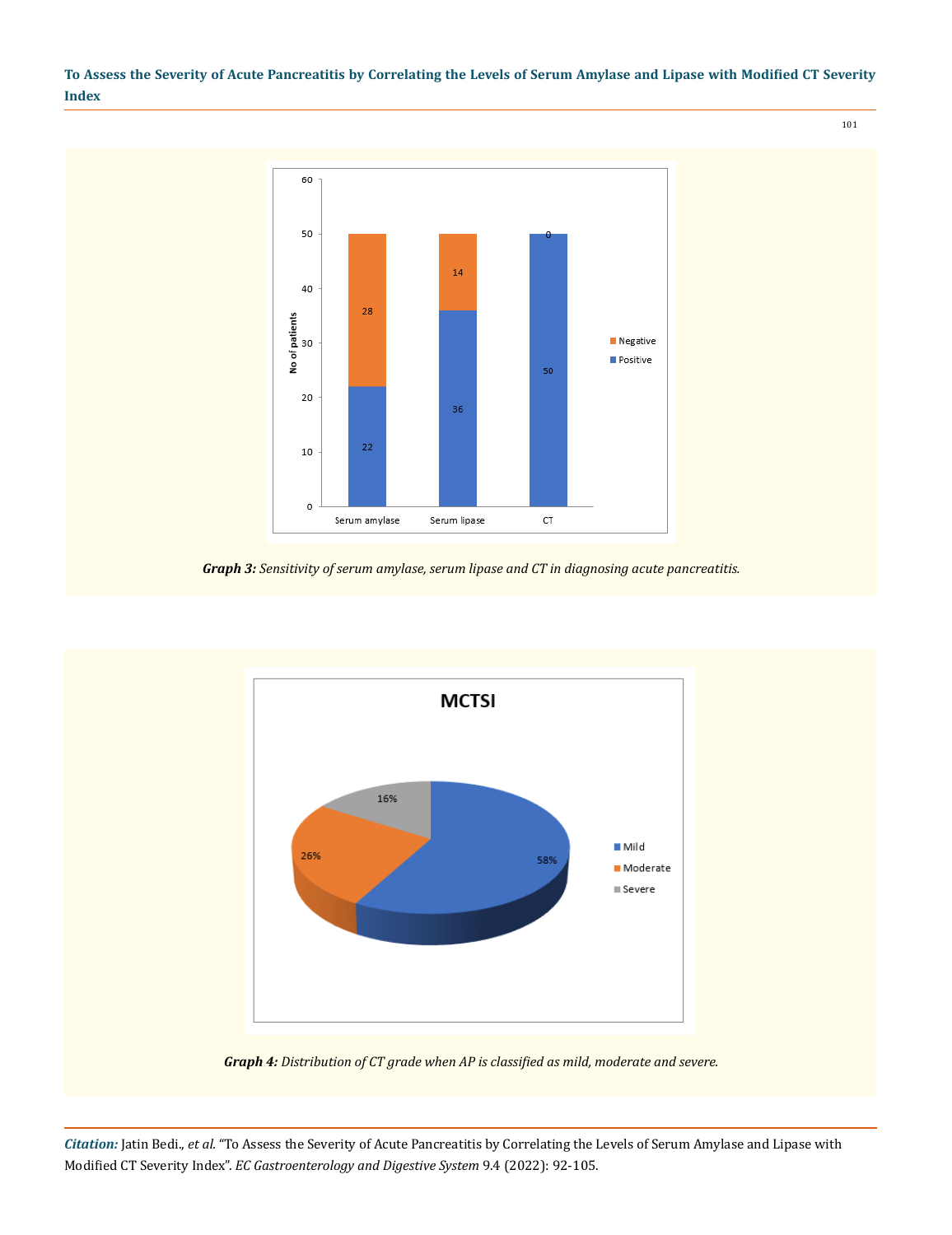Graph 3: Sensitivity of serum amylase, serum lipase and CT in diagnosing acute pancreatitis.

Graph 4: Distribution of CT grade when AP is classified as mild, moderate and severe.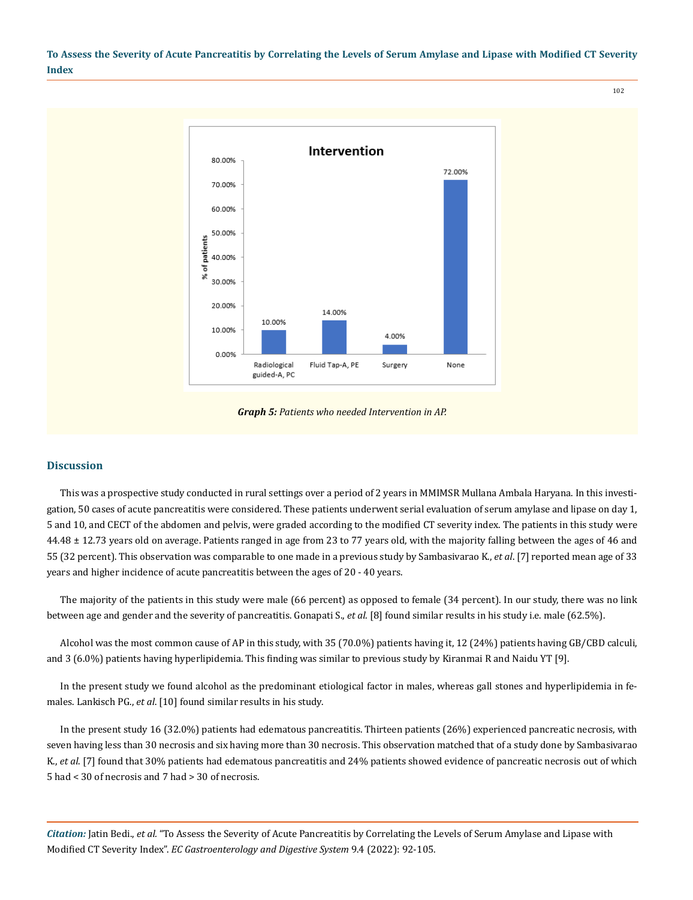**Graph 5:** *Patients who needed Intervention in AP.*

## Discussion

This was a prospective study conducted in rural settings over a period of 2 years in MMIMSR Mullana Ambala Haryana. In this investigation, 50 cases of acute pancreatitis were considered. These patients underwent serial evaluation of serum amylase and lipase on day 1, 5 and 10, and CECT of the abdomen and pelvis, were graded according to the modified CT severity index. The patients in this study were 44.48 ± 12.73 years old on average. Patients ranged in age from 23 to 77 years old, with the majority falling between the ages of 46 and 55 (32 percent). This observation was comparable to one made in a previous study by Sambasivarao K., *et al*. [7] reported mean age of 33 years and higher incidence of acute pancreatitis between the ages of 20 - 40 years.

The majority of the patients in this study were male (66 percent) as opposed to female (34 percent). In our study, there was no link between age and gender and the severity of pancreatitis. Gonapati S., *et al*. [8] found similar results in his study i.e. male (62.5%).

Alcohol was the most common cause of AP in this study, with 35 (70.0%) patients having it, 12 (24%) patients having GB/CBD calculi, and 3 (6.0%) patients having hyperlipidemia. This finding was similar to previous study by Kiranmai R and Naidu YT [9].

In the present study we found alcohol as the predominant etiological factor in males, whereas gall stones and hyperlipidemia in females. Lankisch PG., *et al*. [10] found similar results in his study.

In the present study 16 (32.0%) patients had edematous pancreatitis. Thirteen patients (26%) experienced pancreatic necrosis, with seven having less than 30 necrosis and six having more than 30 necrosis. This observation matched that of a study done by Sambasivarao K., *et al*. [7] found that 30% patients had edematous pancreatitis and 24% patients showed evidence of pancreatic necrosis out of which 5 had < 30 of necrosis and 7 had > 30 of necrosis.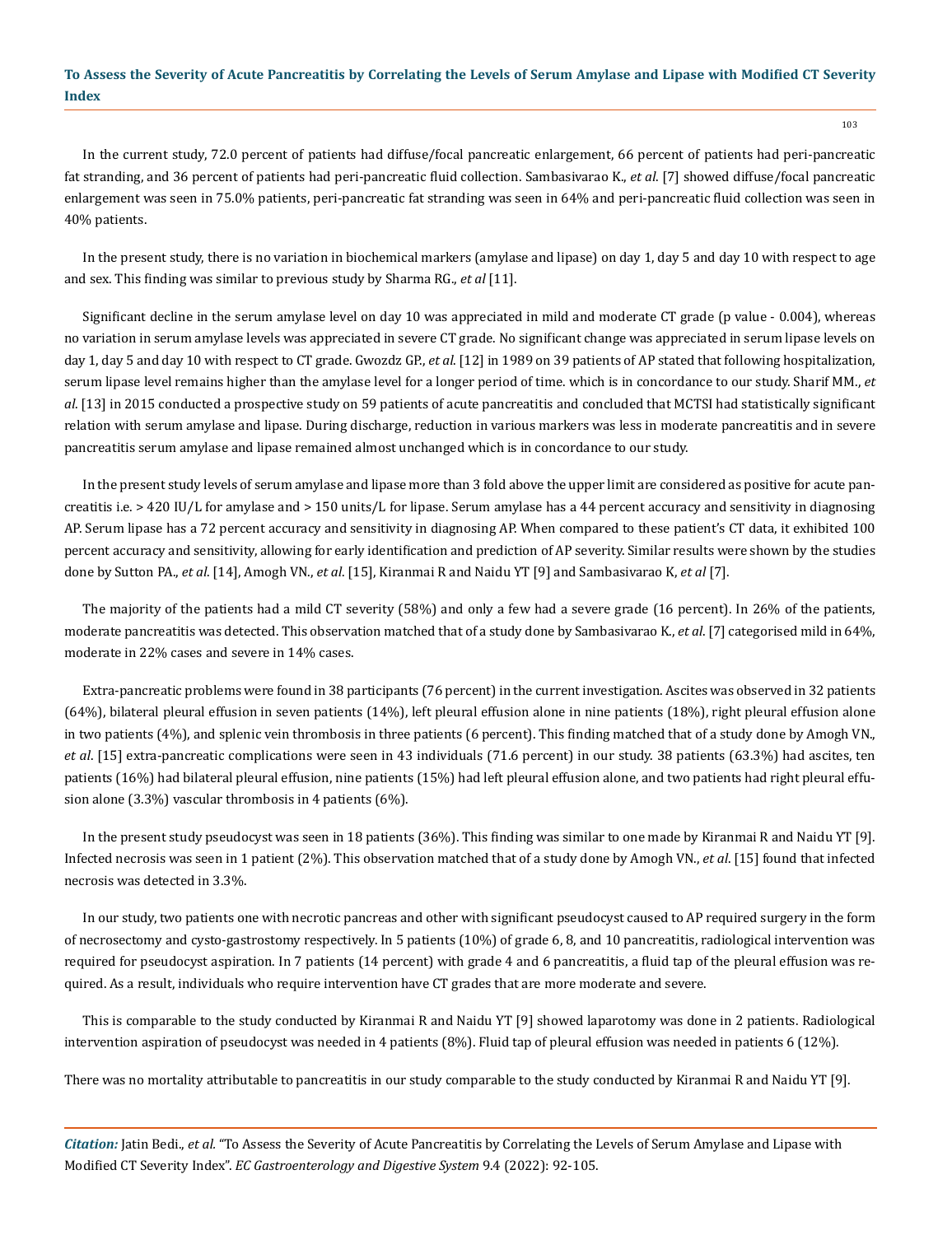In the current study, 72.0 percent of patients had diffuse/focal pancreatic enlargement, 66 percent of patients had peri-pancreatic fat stranding, and 36 percent of patients had peri-pancreatic fluid collection. Sambasivarao K., *et al*. [7] showed diffuse/focal pancreatic enlargement was seen in 75.0% patients, peri-pancreatic fat stranding was seen in 64% and peri-pancreatic fluid collection was seen in 40% patients.

In the present study, there is no variation in biochemical markers (amylase and lipase) on day 1, day 5 and day 10 with respect to age and sex. This finding was similar to previous study by Sharma RG., *et al* [11].

Significant decline in the serum amylase level on day 10 was appreciated in mild and moderate CT grade (p value - 0.004), whereas no variation in serum amylase levels was appreciated in severe CT grade. No significant change was appreciated in serum lipase levels on day 1, day 5 and day 10 with respect to CT grade. Gwozdz GP., *et al*. [12] in 1989 on 39 patients of AP stated that following hospitalization, serum lipase level remains higher than the amylase level for a longer period of time. which is in concordance to our study. Sharif MM., *et al*. [13] in 2015 conducted a prospective study on 59 patients of acute pancreatitis and concluded that MCTSI had statistically significant relation with serum amylase and lipase. During discharge, reduction in various markers was less in moderate pancreatitis and in severe pancreatitis serum amylase and lipase remained almost unchanged which is in concordance to our study.

In the present study levels of serum amylase and lipase more than 3 fold above the upper limit are considered as positive for acute pancreatitis i.e. > 420 IU/L for amylase and > 150 units/L for lipase. Serum amylase has a 44 percent accuracy and sensitivity in diagnosing AP. Serum lipase has a 72 percent accuracy and sensitivity in diagnosing AP. When compared to these patient's CT data, it exhibited 100 percent accuracy and sensitivity, allowing for early identification and prediction of AP severity. Similar results were shown by the studies done by Sutton PA., *et al*. [14], Amogh VN., *et al*. [15], Kiranmai R and Naidu YT [9] and Sambasivarao K, *et al* [7].

The majority of the patients had a mild CT severity (58%) and only a few had a severe grade (16 percent). In 26% of the patients, moderate pancreatitis was detected. This observation matched that of a study done by Sambasivarao K., *et al*. [7] categorised mild in 64%, moderate in 22% cases and severe in 14% cases.

Extra-pancreatic problems were found in 38 participants (76 percent) in the current investigation. Ascites was observed in 32 patients (64%), bilateral pleural effusion in seven patients (14%), left pleural effusion alone in nine patients (18%), right pleural effusion alone in two patients (4%), and splenic vein thrombosis in three patients (6 percent). This finding matched that of a study done by Amogh VN., *et al*. [15] extra-pancreatic complications were seen in 43 individuals (71.6 percent) in our study. 38 patients (63.3%) had ascites, ten patients (16%) had bilateral pleural effusion, nine patients (15%) had left pleural effusion alone, and two patients had right pleural effusion alone (3.3%) vascular thrombosis in 4 patients (6%).

In the present study pseudocyst was seen in 18 patients (36%). This finding was similar to one made by Kiranmai R and Naidu YT [9]. Infected necrosis was seen in 1 patient (2%). This observation matched that of a study done by Amogh VN., *et al*. [15] found that infected necrosis was detected in 3.3%.

In our study, two patients one with necrotic pancreas and other with significant pseudocyst caused to AP required surgery in the form of necrosectomy and cysto-gastrostomy respectively. In 5 patients (10%) of grade 6, 8, and 10 pancreatitis, radiological intervention was required for pseudocyst aspiration. In 7 patients (14 percent) with grade 4 and 6 pancreatitis, a fluid tap of the pleural effusion was required. As a result, individuals who require intervention have CT grades that are more moderate and severe.

This is comparable to the study conducted by Kiranmai R and Naidu YT [9] showed laparotomy was done in 2 patients. Radiological intervention aspiration of pseudocyst was needed in 4 patients (8%). Fluid tap of pleural effusion was needed in patients 6 (12%).

There was no mortality attributable to pancreatitis in our study comparable to the study conducted by Kiranmai R and Naidu YT [9].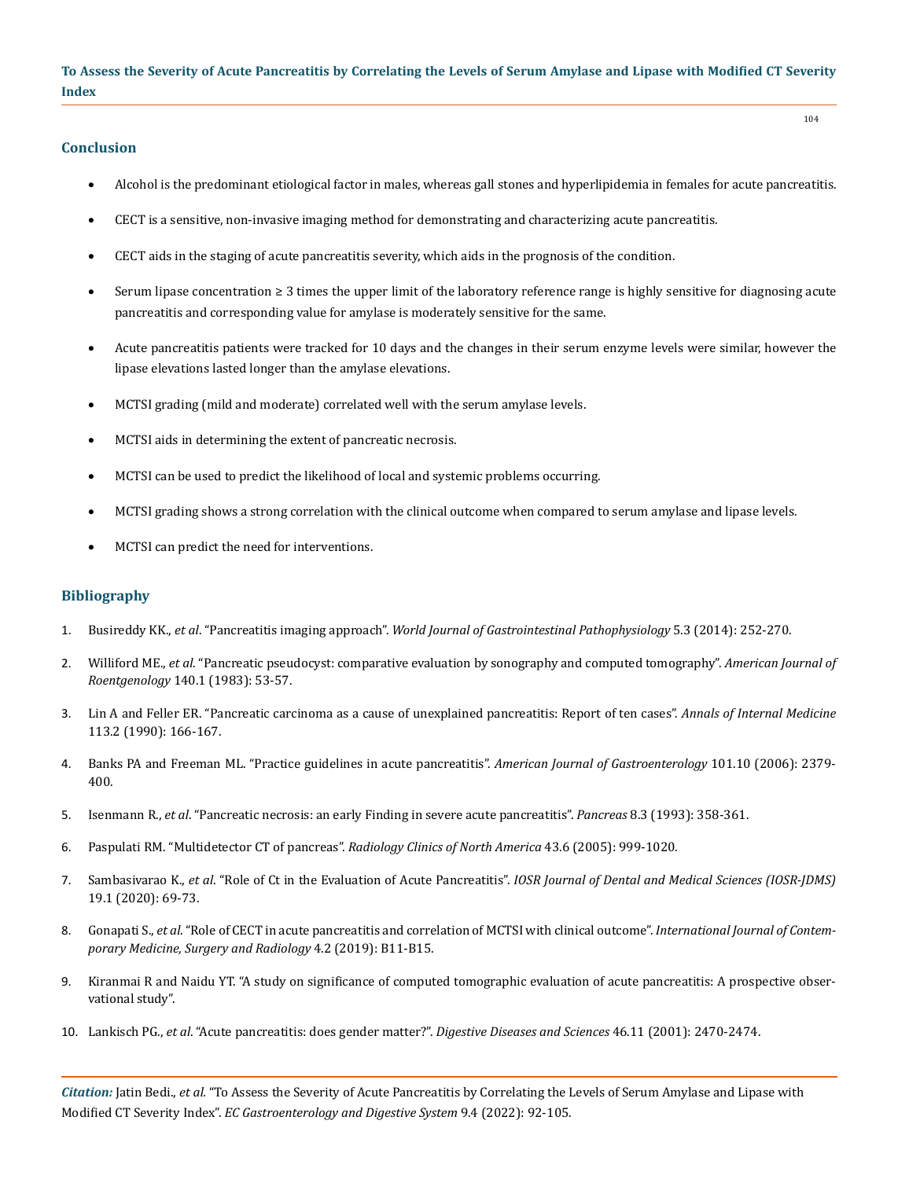## Conclusion

- Alcohol is the predominant etiological factor in males, whereas gall stones and hyperlipidemia in females for acute pancreatitis.
- CECT is a sensitive, non-invasive imaging method for demonstrating and characterizing acute pancreatitis.
- CECT aids in the staging of acute pancreatitis severity, which aids in the prognosis of the condition.
- Serum lipase concentration ≥ 3 times the upper limit of the laboratory reference range is highly sensitive for diagnosing acute pancreatitis and corresponding value for amylase is moderately sensitive for the same.
- Acute pancreatitis patients were tracked for 10 days and the changes in their serum enzyme levels were similar, however the lipase elevations lasted longer than the amylase elevations.
- MCTSI grading (mild and moderate) correlated well with the serum amylase levels.
- MCTSI aids in determining the extent of pancreatic necrosis.
- MCTSI can be used to predict the likelihood of local and systemic problems occurring.
- MCTSI grading shows a strong correlation with the clinical outcome when compared to serum amylase and lipase levels.
- MCTSI can predict the need for interventions.

## Bibliography

1. Busireddy KK., *et al*. "Pancreatitis imaging approach". *World Journal of Gastrointestinal Pathophysiology* 5.3 (2014): 252-270.
2. Williford ME., *et al*. "Pancreatic pseudocyst: comparative evaluation by sonography and computed tomography". *American Journal of Roentgenology* 140.1 (1983): 53-57.
3. Lin A and Feller ER. "Pancreatic carcinoma as a cause of unexplained pancreatitis: Report of ten cases". *Annals of Internal Medicine* 113.2 (1990): 166-167.
4. Banks PA and Freeman ML. "Practice guidelines in acute pancreatitis". *American Journal of Gastroenterology* 101.10 (2006): 2379-400.
5. Isenmann R., *et al*. "Pancreatic necrosis: an early Finding in severe acute pancreatitis". *Pancreas* 8.3 (1993): 358-361.
6. Paspulati RM. "Multidetector CT of pancreas". *Radiology Clinics of North America* 43.6 (2005): 999-1020.
7. Sambasivarao K., *et al*. "Role of Ct in the Evaluation of Acute Pancreatitis". *IOSR Journal of Dental and Medical Sciences (IOSR-JDMS)* 19.1 (2020): 69-73.
8. Gonapati S., *et al*. "Role of CECT in acute pancreatitis and correlation of MCTSI with clinical outcome". *International Journal of Contemporary Medicine, Surgery and Radiology* 4.2 (2019): B11-B15.
9. Kiranmai R and Naidu YT. "A study on significance of computed tomographic evaluation of acute pancreatitis: A prospective observational study".
10. Lankisch PG., *et al*. "Acute pancreatitis: does gender matter?". *Digestive Diseases and Sciences* 46.11 (2001): 2470-2474.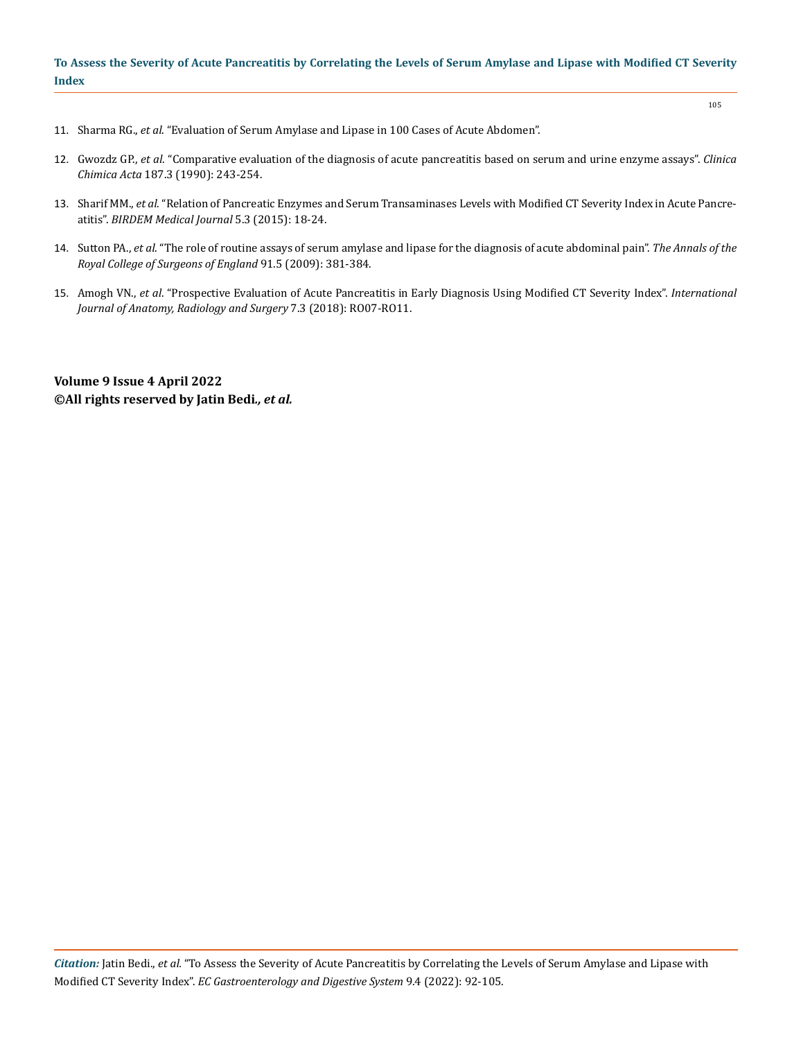11. Sharma RG., *et al*. "Evaluation of Serum Amylase and Lipase in 100 Cases of Acute Abdomen".

12. Gwozdz GP., *et al*. "Comparative evaluation of the diagnosis of acute pancreatitis based on serum and urine enzyme assays". *Clinica Chimica Acta* 187.3 (1990): 243-254.

13. Sharif MM., *et al*. "Relation of Pancreatic Enzymes and Serum Transaminases Levels with Modified CT Severity Index in Acute Pancreatitis". *BIRDEM Medical Journal* 5.3 (2015): 18-24.

14. Sutton PA., *et al*. "The role of routine assays of serum amylase and lipase for the diagnosis of acute abdominal pain". *The Annals of the Royal College of Surgeons of England* 91.5 (2009): 381-384.

15. Amogh VN., *et al*. "Prospective Evaluation of Acute Pancreatitis in Early Diagnosis Using Modified CT Severity Index". *International Journal of Anatomy, Radiology and Surgery* 7.3 (2018): RO07-RO11.

**Volume 9 Issue 4 April 2022**
**©All rights reserved by Jatin Bedi*., et al.***